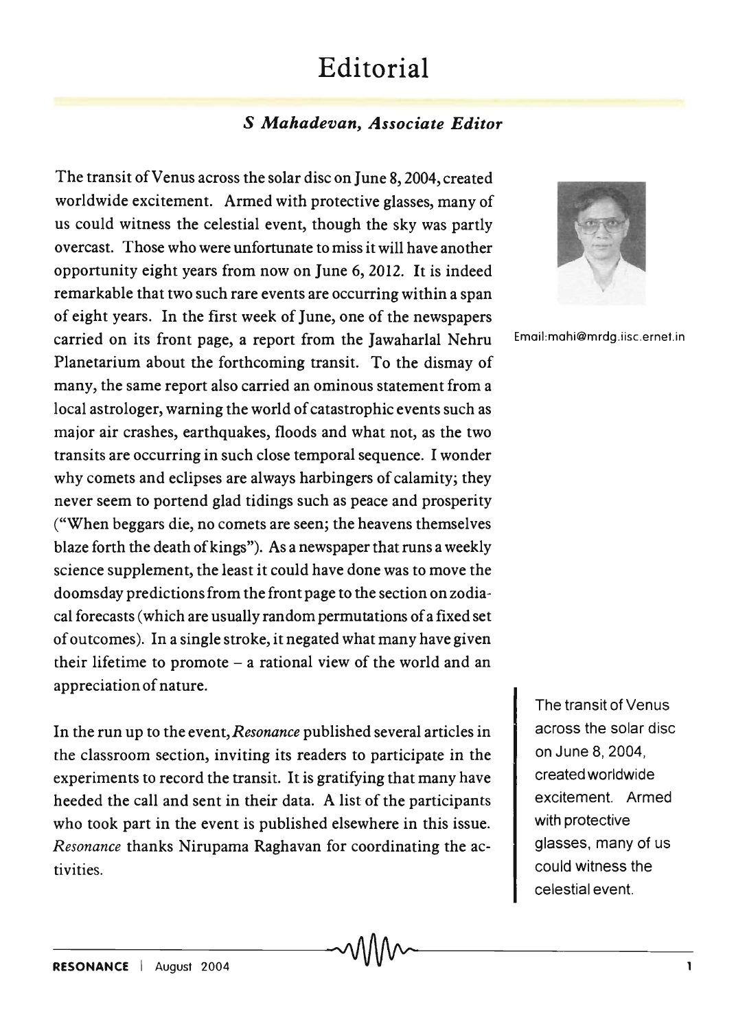# Editorial

***S Mahadevan, Associate Editor***

Email:mahi@mrdg.iisc.ernet.in

The transit of Venus across the solar disc on June 8, 2004, created worldwide excitement. Armed with protective glasses, many of us could witness the celestial event, though the sky was partly overcast. Those who were unfortunate to miss it will have another opportunity eight years from now on June 6, 2012. It is indeed remarkable that two such rare events are occurring within a span of eight years. In the first week of June, one of the newspapers carried on its front page, a report from the Jawaharlal Nehru Planetarium about the forthcoming transit. To the dismay of many, the same report also carried an ominous statement from a local astrologer, warning the world of catastrophic events such as major air crashes, earthquakes, floods and what not, as the two transits are occurring in such close temporal sequence. I wonder why comets and eclipses are always harbingers of calamity; they never seem to portend glad tidings such as peace and prosperity ("When beggars die, no comets are seen; the heavens themselves blaze forth the death of kings"). As a newspaper that runs a weekly science supplement, the least it could have done was to move the doomsday predictions from the front page to the section on zodiacal forecasts (which are usually random permutations of a fixed set of outcomes). In a single stroke, it negated what many have given their lifetime to promote – a rational view of the world and an appreciation of nature.

> The transit of Venus across the solar disc on June 8, 2004, created worldwide excitement. Armed with protective glasses, many of us could witness the celestial event.

In the run up to the event, *Resonance* published several articles in the classroom section, inviting its readers to participate in the experiments to record the transit. It is gratifying that many have heeded the call and sent in their data. A list of the participants who took part in the event is published elsewhere in this issue. *Resonance* thanks Nirupama Raghavan for coordinating the activities.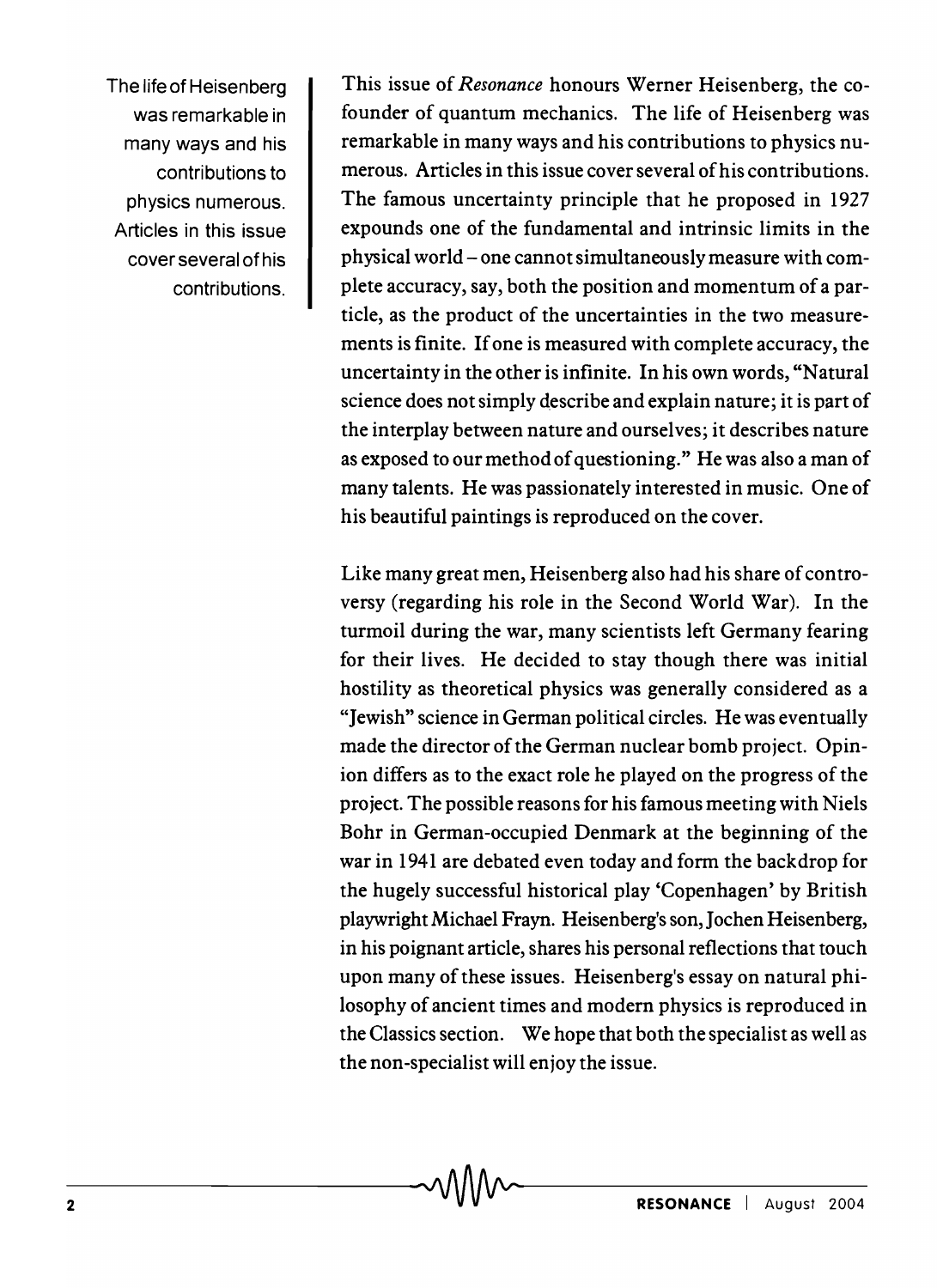The life of Heisenberg was remarkable in many ways and his contributions to physics numerous. Articles in this issue cover several of his contributions.

This issue of *Resonance* honours Werner Heisenberg, the co-founder of quantum mechanics. The life of Heisenberg was remarkable in many ways and his contributions to physics numerous. Articles in this issue cover several of his contributions. The famous uncertainty principle that he proposed in 1927 expounds one of the fundamental and intrinsic limits in the physical world – one cannot simultaneously measure with complete accuracy, say, both the position and momentum of a particle, as the product of the uncertainties in the two measurements is finite. If one is measured with complete accuracy, the uncertainty in the other is infinite. In his own words, "Natural science does not simply describe and explain nature; it is part of the interplay between nature and ourselves; it describes nature as exposed to our method of questioning." He was also a man of many talents. He was passionately interested in music. One of his beautiful paintings is reproduced on the cover.

Like many great men, Heisenberg also had his share of controversy (regarding his role in the Second World War). In the turmoil during the war, many scientists left Germany fearing for their lives. He decided to stay though there was initial hostility as theoretical physics was generally considered as a "Jewish" science in German political circles. He was eventually made the director of the German nuclear bomb project. Opinion differs as to the exact role he played on the progress of the project. The possible reasons for his famous meeting with Niels Bohr in German-occupied Denmark at the beginning of the war in 1941 are debated even today and form the backdrop for the hugely successful historical play 'Copenhagen' by British playwright Michael Frayn. Heisenberg's son, Jochen Heisenberg, in his poignant article, shares his personal reflections that touch upon many of these issues. Heisenberg's essay on natural philosophy of ancient times and modern physics is reproduced in the Classics section. We hope that both the specialist as well as the non-specialist will enjoy the issue.